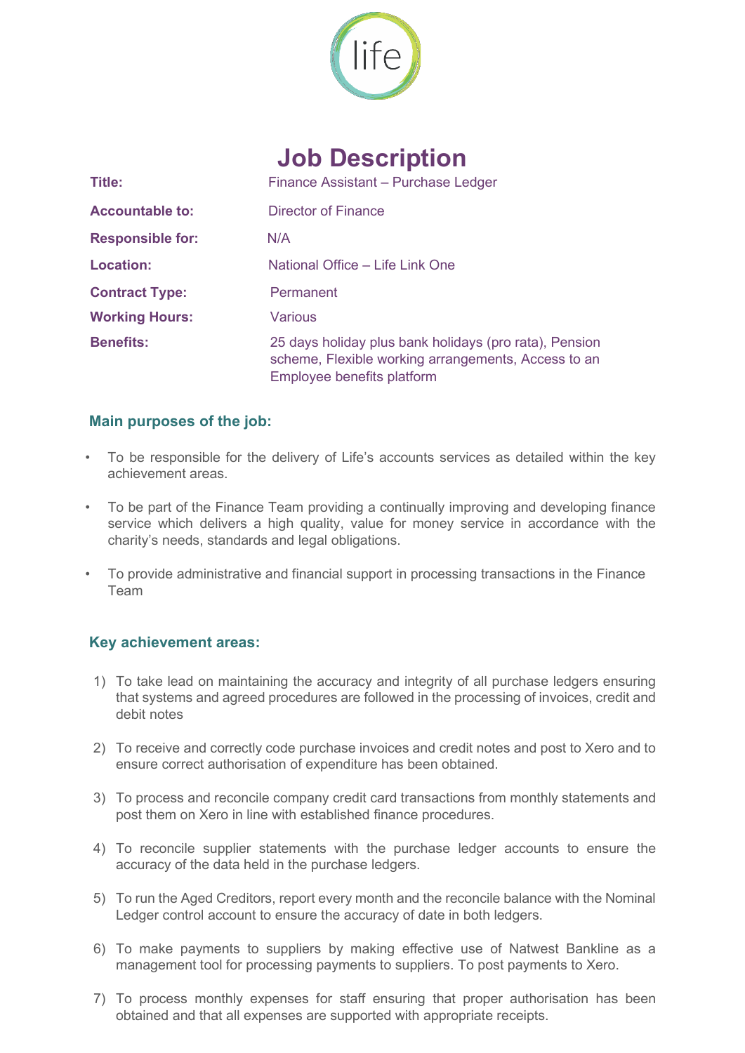life

# Job Description

| | |
|---|---|
| **Title:** | Finance Assistant – Purchase Ledger |
| **Accountable to:** | Director of Finance |
| **Responsible for:** | N/A |
| **Location:** | National Office – Life Link One |
| **Contract Type:** | Permanent |
| **Working Hours:** | Various |
| **Benefits:** | 25 days holiday plus bank holidays (pro rata), Pension scheme, Flexible working arrangements, Access to an Employee benefits platform |

## Main purposes of the job:

- To be responsible for the delivery of Life's accounts services as detailed within the key achievement areas.
- To be part of the Finance Team providing a continually improving and developing finance service which delivers a high quality, value for money service in accordance with the charity's needs, standards and legal obligations.
- To provide administrative and financial support in processing transactions in the Finance Team

## Key achievement areas:

1) To take lead on maintaining the accuracy and integrity of all purchase ledgers ensuring that systems and agreed procedures are followed in the processing of invoices, credit and debit notes
2) To receive and correctly code purchase invoices and credit notes and post to Xero and to ensure correct authorisation of expenditure has been obtained.
3) To process and reconcile company credit card transactions from monthly statements and post them on Xero in line with established finance procedures.
4) To reconcile supplier statements with the purchase ledger accounts to ensure the accuracy of the data held in the purchase ledgers.
5) To run the Aged Creditors, report every month and the reconcile balance with the Nominal Ledger control account to ensure the accuracy of date in both ledgers.
6) To make payments to suppliers by making effective use of Natwest Bankline as a management tool for processing payments to suppliers. To post payments to Xero.
7) To process monthly expenses for staff ensuring that proper authorisation has been obtained and that all expenses are supported with appropriate receipts.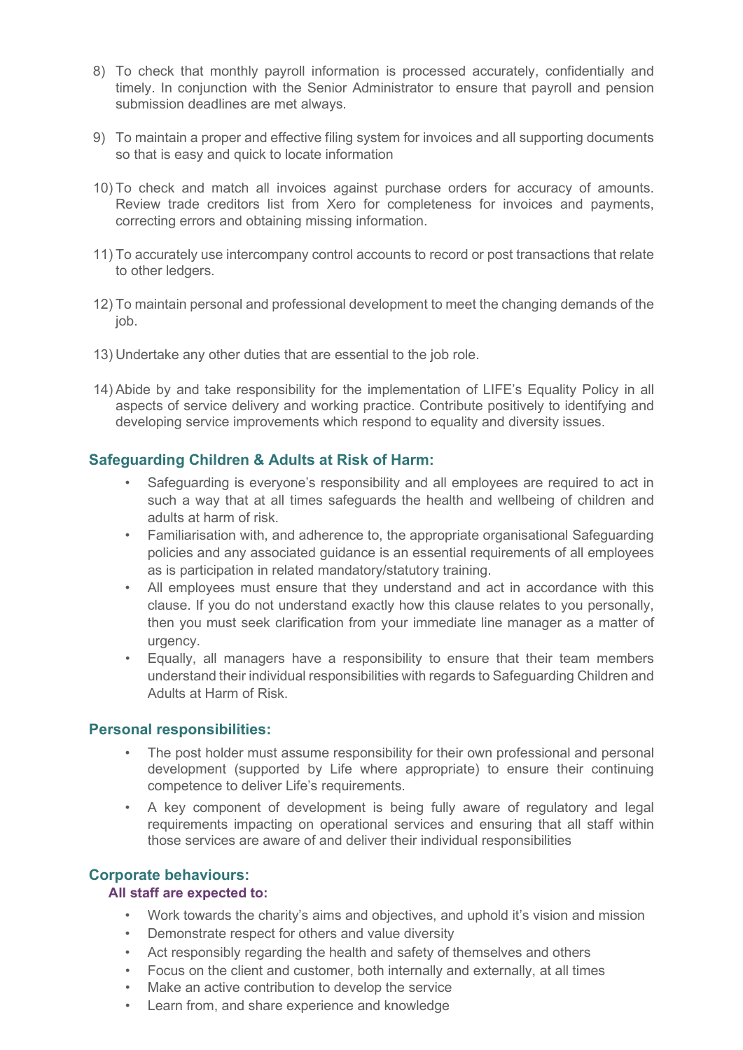8) To check that monthly payroll information is processed accurately, confidentially and timely. In conjunction with the Senior Administrator to ensure that payroll and pension submission deadlines are met always.

9) To maintain a proper and effective filing system for invoices and all supporting documents so that is easy and quick to locate information

10) To check and match all invoices against purchase orders for accuracy of amounts. Review trade creditors list from Xero for completeness for invoices and payments, correcting errors and obtaining missing information.

11) To accurately use intercompany control accounts to record or post transactions that relate to other ledgers.

12) To maintain personal and professional development to meet the changing demands of the job.

13) Undertake any other duties that are essential to the job role.

14) Abide by and take responsibility for the implementation of LIFE's Equality Policy in all aspects of service delivery and working practice. Contribute positively to identifying and developing service improvements which respond to equality and diversity issues.

## Safeguarding Children & Adults at Risk of Harm:

- Safeguarding is everyone's responsibility and all employees are required to act in such a way that at all times safeguards the health and wellbeing of children and adults at harm of risk.
- Familiarisation with, and adherence to, the appropriate organisational Safeguarding policies and any associated guidance is an essential requirements of all employees as is participation in related mandatory/statutory training.
- All employees must ensure that they understand and act in accordance with this clause. If you do not understand exactly how this clause relates to you personally, then you must seek clarification from your immediate line manager as a matter of urgency.
- Equally, all managers have a responsibility to ensure that their team members understand their individual responsibilities with regards to Safeguarding Children and Adults at Harm of Risk.

## Personal responsibilities:

- The post holder must assume responsibility for their own professional and personal development (supported by Life where appropriate) to ensure their continuing competence to deliver Life's requirements.
- A key component of development is being fully aware of regulatory and legal requirements impacting on operational services and ensuring that all staff within those services are aware of and deliver their individual responsibilities

## Corporate behaviours:

**All staff are expected to:**

- Work towards the charity's aims and objectives, and uphold it's vision and mission
- Demonstrate respect for others and value diversity
- Act responsibly regarding the health and safety of themselves and others
- Focus on the client and customer, both internally and externally, at all times
- Make an active contribution to develop the service
- Learn from, and share experience and knowledge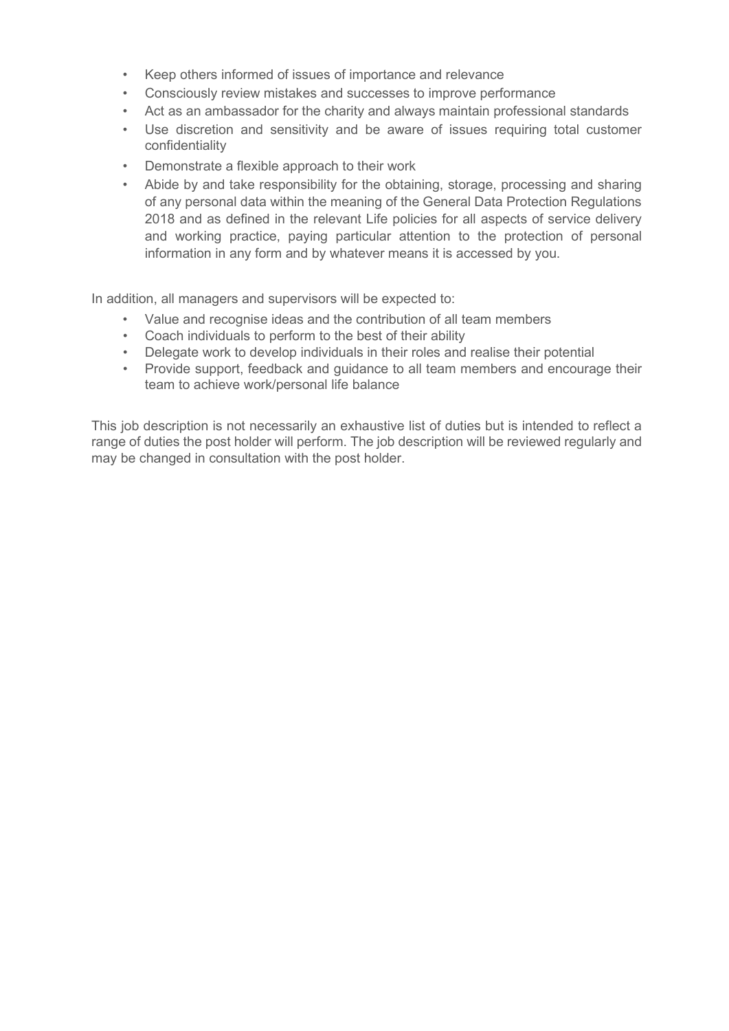- Keep others informed of issues of importance and relevance
- Consciously review mistakes and successes to improve performance
- Act as an ambassador for the charity and always maintain professional standards
- Use discretion and sensitivity and be aware of issues requiring total customer confidentiality
- Demonstrate a flexible approach to their work
- Abide by and take responsibility for the obtaining, storage, processing and sharing of any personal data within the meaning of the General Data Protection Regulations 2018 and as defined in the relevant Life policies for all aspects of service delivery and working practice, paying particular attention to the protection of personal information in any form and by whatever means it is accessed by you.

In addition, all managers and supervisors will be expected to:

- Value and recognise ideas and the contribution of all team members
- Coach individuals to perform to the best of their ability
- Delegate work to develop individuals in their roles and realise their potential
- Provide support, feedback and guidance to all team members and encourage their team to achieve work/personal life balance

This job description is not necessarily an exhaustive list of duties but is intended to reflect a range of duties the post holder will perform. The job description will be reviewed regularly and may be changed in consultation with the post holder.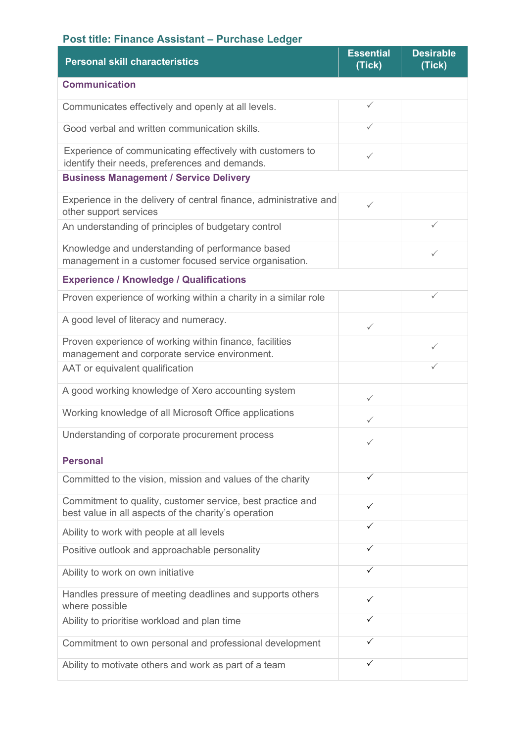### Post title: Finance Assistant – Purchase Ledger

| Personal skill characteristics | Essential (Tick) | Desirable (Tick) |
|---|---|---|
| **Communication** | | |
| Communicates effectively and openly at all levels. | ✓ | |
| Good verbal and written communication skills. | ✓ | |
| Experience of communicating effectively with customers to identify their needs, preferences and demands. | ✓ | |
| **Business Management / Service Delivery** | | |
| Experience in the delivery of central finance, administrative and other support services | ✓ | |
| An understanding of principles of budgetary control | | ✓ |
| Knowledge and understanding of performance based management in a customer focused service organisation. | | ✓ |
| **Experience / Knowledge / Qualifications** | | |
| Proven experience of working within a charity in a similar role | | ✓ |
| A good level of literacy and numeracy. | ✓ | |
| Proven experience of working within finance, facilities management and corporate service environment. | | ✓ |
| AAT or equivalent qualification | | ✓ |
| A good working knowledge of Xero accounting system | ✓ | |
| Working knowledge of all Microsoft Office applications | ✓ | |
| Understanding of corporate procurement process | ✓ | |
| **Personal** | | |
| Committed to the vision, mission and values of the charity | ✓ | |
| Commitment to quality, customer service, best practice and best value in all aspects of the charity's operation | ✓ | |
| Ability to work with people at all levels | ✓ | |
| Positive outlook and approachable personality | ✓ | |
| Ability to work on own initiative | ✓ | |
| Handles pressure of meeting deadlines and supports others where possible | ✓ | |
| Ability to prioritise workload and plan time | ✓ | |
| Commitment to own personal and professional development | ✓ | |
| Ability to motivate others and work as part of a team | ✓ | |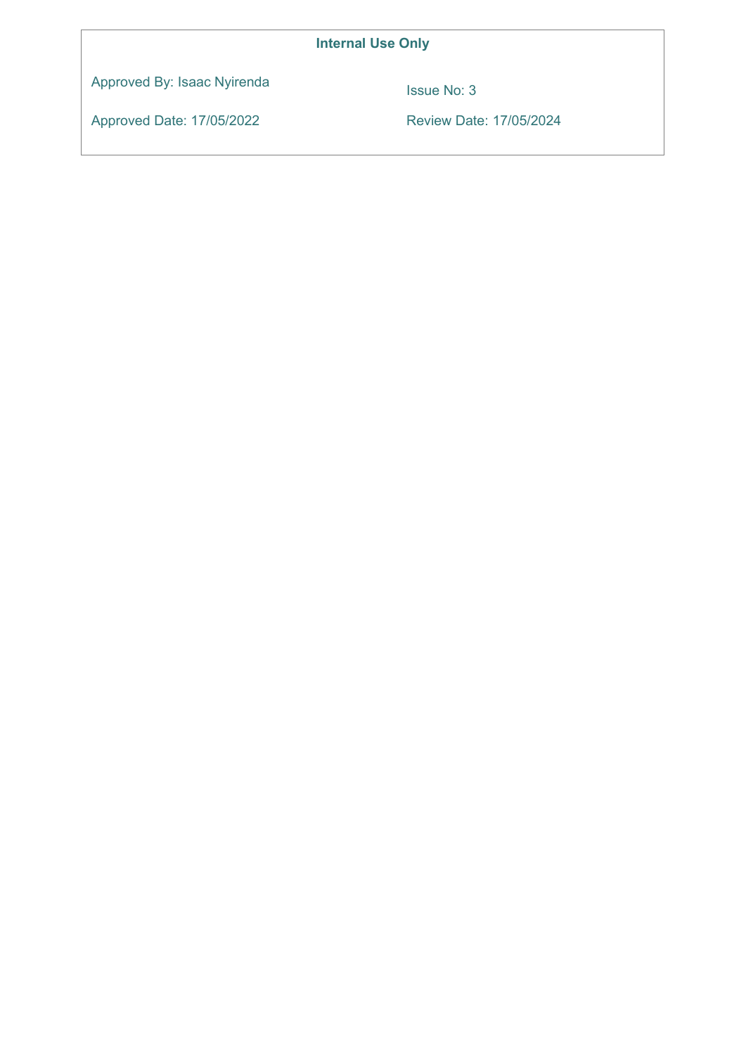**Internal Use Only**

| | |
|---|---|
| Approved By: Isaac Nyirenda | Issue No: 3 |
| Approved Date: 17/05/2022 | Review Date: 17/05/2024 |